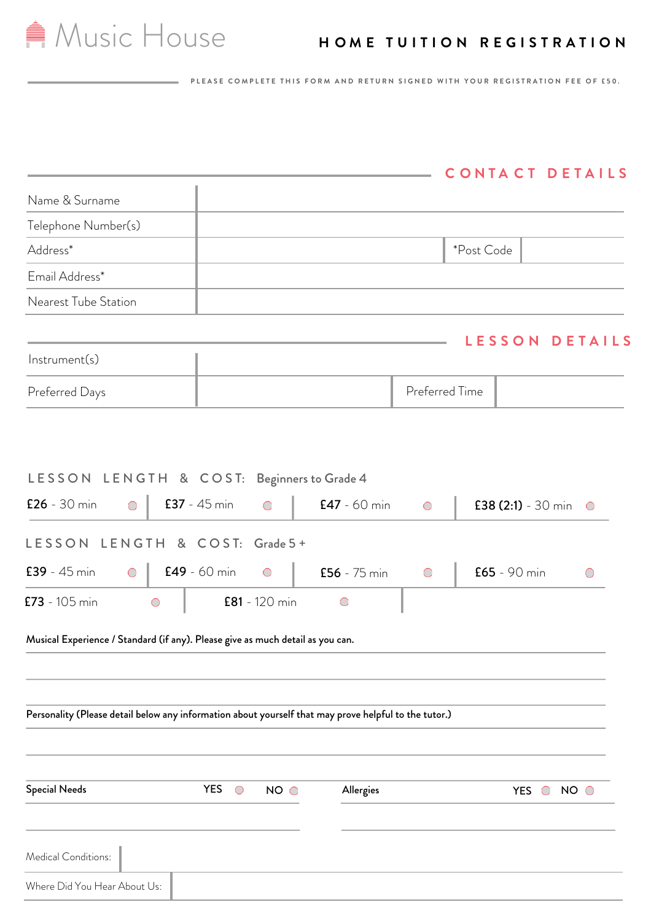# Music House

## HOME TUITION REGISTRATION

PLEASE COMPLETE THIS FORM AND RETURN SIGNED WITH YOUR REGISTRATION FEE OF £50.

## CONTACT DETAILS

| | | | |
|---|---|---|---|
| Name & Surname | | | |
| Telephone Number(s) | | | |
| Address* | | *Post Code | |
| Email Address* | | | |
| Nearest Tube Station | | | |

## LESSON DETAILS

| | | | |
|---|---|---|---|
| Instrument(s) | | | |
| Preferred Days | | Preferred Time | |

**LESSON LENGTH & COST:** Beginners to Grade 4

| | | | |
|---|---|---|---|
| **£26** - 30 min ○ | **£37** - 45 min ○ | **£47** - 60 min ○ | **£38 (2:1)** - 30 min ○ |

**LESSON LENGTH & COST:** Grade 5 +

| | | | |
|---|---|---|---|
| **£39** - 45 min ○ | **£49** - 60 min ○ | **£56** - 75 min ○ | **£65** - 90 min ○ |
| **£73** - 105 min ○ | **£81** - 120 min ○ | | |

Musical Experience / Standard (if any). Please give as much detail as you can.

Personality (Please detail below any information about yourself that may prove helpful to the tutor.)

Special Needs YES ○ NO ○

Allergies YES ○ NO ○

Medical Conditions:

Where Did You Hear About Us: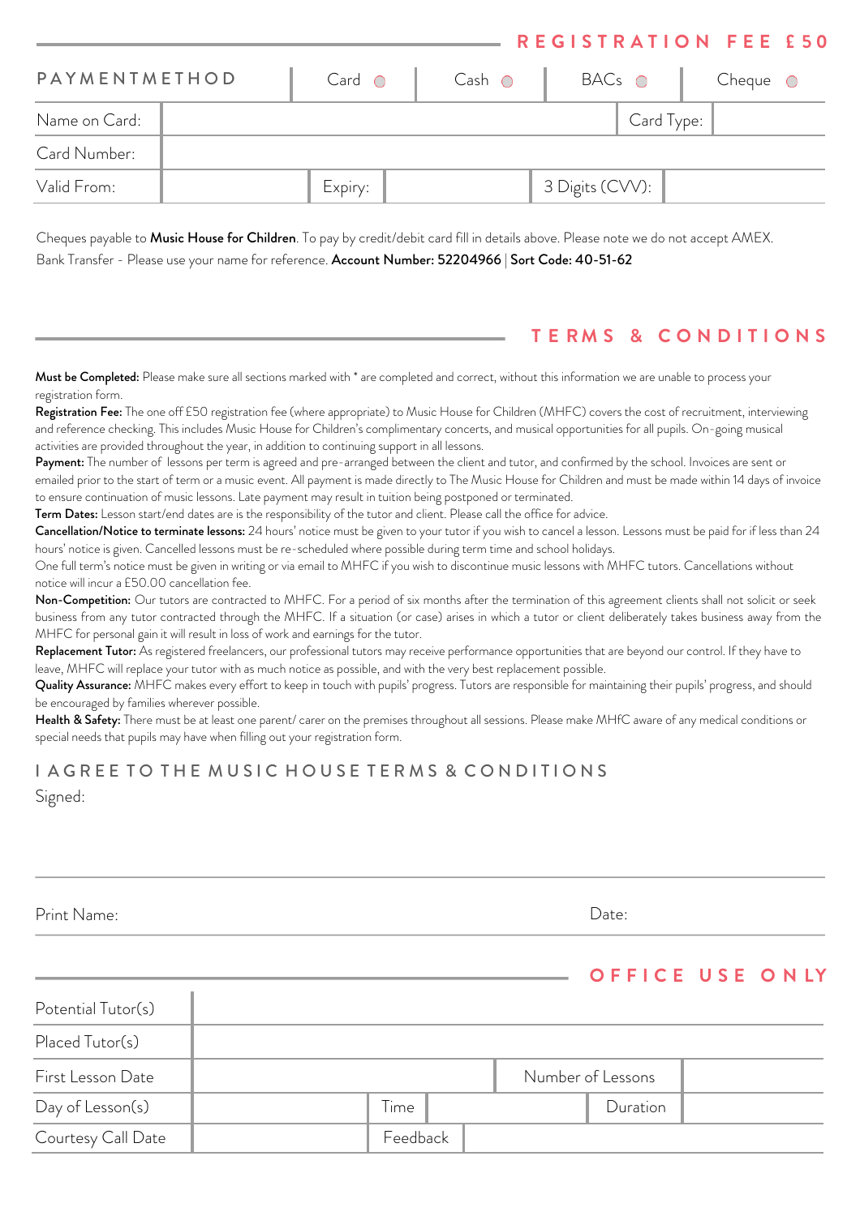## REGISTRATION FEE £50

| PAYMENTMETHOD | Card ○ | Cash ○ | BACs ○ | Cheque ○ |
|---|---|---|---|---|

| | | | | | |
|---|---|---|---|---|---|
| Name on Card: | | | | Card Type: | |
| Card Number: | | | | | |
| Valid From: | | Expiry: | | 3 Digits (CVV): | |

Cheques payable to **Music House for Children**. To pay by credit/debit card fill in details above. Please note we do not accept AMEX.
Bank Transfer - Please use your name for reference. **Account Number: 52204966** | **Sort Code: 40-51-62**

## TERMS & CONDITIONS

**Must be Completed:** Please make sure all sections marked with * are completed and correct, without this information we are unable to process your registration form.

**Registration Fee:** The one off £50 registration fee (where appropriate) to Music House for Children (MHFC) covers the cost of recruitment, interviewing and reference checking. This includes Music House for Children's complimentary concerts, and musical opportunities for all pupils. On-going musical activities are provided throughout the year, in addition to continuing support in all lessons.

**Payment:** The number of lessons per term is agreed and pre-arranged between the client and tutor, and confirmed by the school. Invoices are sent or emailed prior to the start of term or a music event. All payment is made directly to The Music House for Children and must be made within 14 days of invoice to ensure continuation of music lessons. Late payment may result in tuition being postponed or terminated.

**Term Dates:** Lesson start/end dates are is the responsibility of the tutor and client. Please call the office for advice.

**Cancellation/Notice to terminate lessons:** 24 hours' notice must be given to your tutor if you wish to cancel a lesson. Lessons must be paid for if less than 24 hours' notice is given. Cancelled lessons must be re-scheduled where possible during term time and school holidays.
One full term's notice must be given in writing or via email to MHFC if you wish to discontinue music lessons with MHFC tutors. Cancellations without notice will incur a £50.00 cancellation fee.

**Non-Competition:** Our tutors are contracted to MHFC. For a period of six months after the termination of this agreement clients shall not solicit or seek business from any tutor contracted through the MHFC. If a situation (or case) arises in which a tutor or client deliberately takes business away from the MHFC for personal gain it will result in loss of work and earnings for the tutor.

**Replacement Tutor:** As registered freelancers, our professional tutors may receive performance opportunities that are beyond our control. If they have to leave, MHFC will replace your tutor with as much notice as possible, and with the very best replacement possible.

**Quality Assurance:** MHFC makes every effort to keep in touch with pupils' progress. Tutors are responsible for maintaining their pupils' progress, and should be encouraged by families wherever possible.

**Health & Safety:** There must be at least one parent/ carer on the premises throughout all sessions. Please make MHfC aware of any medical conditions or special needs that pupils may have when filling out your registration form.

### I AGREE TO THE MUSIC HOUSE TERMS & CONDITIONS

Signed:

Print Name: Date:

## OFFICE USE ONLY

| | | | | | |
|---|---|---|---|---|---|
| Potential Tutor(s) | | | | | |
| Placed Tutor(s) | | | | | |
| First Lesson Date | | | | Number of Lessons | |
| Day of Lesson(s) | | Time | | Duration | |
| Courtesy Call Date | | Feedback | | | |